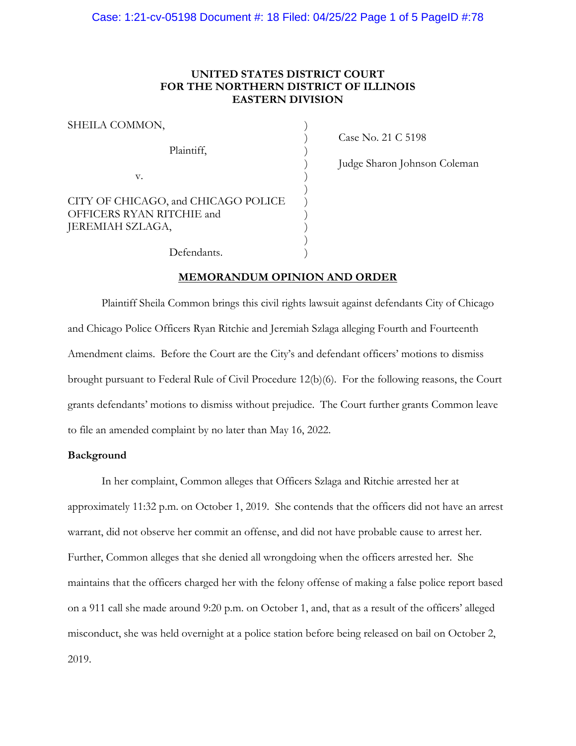**UNITED STATES DISTRICT COURT**
**FOR THE NORTHERN DISTRICT OF ILLINOIS**
**EASTERN DIVISION**

| | |
|---|---|
| SHEILA COMMON,<br><br>Plaintiff,<br><br>v.<br><br>CITY OF CHICAGO, and CHICAGO POLICE OFFICERS RYAN RITCHIE and JEREMIAH SZLAGA,<br><br>Defendants. | Case No. 21 C 5198<br><br>Judge Sharon Johnson Coleman |

**MEMORANDUM OPINION AND ORDER**

Plaintiff Sheila Common brings this civil rights lawsuit against defendants City of Chicago and Chicago Police Officers Ryan Ritchie and Jeremiah Szlaga alleging Fourth and Fourteenth Amendment claims. Before the Court are the City's and defendant officers' motions to dismiss brought pursuant to Federal Rule of Civil Procedure 12(b)(6). For the following reasons, the Court grants defendants' motions to dismiss without prejudice. The Court further grants Common leave to file an amended complaint by no later than May 16, 2022.

**Background**

In her complaint, Common alleges that Officers Szlaga and Ritchie arrested her at approximately 11:32 p.m. on October 1, 2019. She contends that the officers did not have an arrest warrant, did not observe her commit an offense, and did not have probable cause to arrest her. Further, Common alleges that she denied all wrongdoing when the officers arrested her. She maintains that the officers charged her with the felony offense of making a false police report based on a 911 call she made around 9:20 p.m. on October 1, and, that as a result of the officers' alleged misconduct, she was held overnight at a police station before being released on bail on October 2, 2019.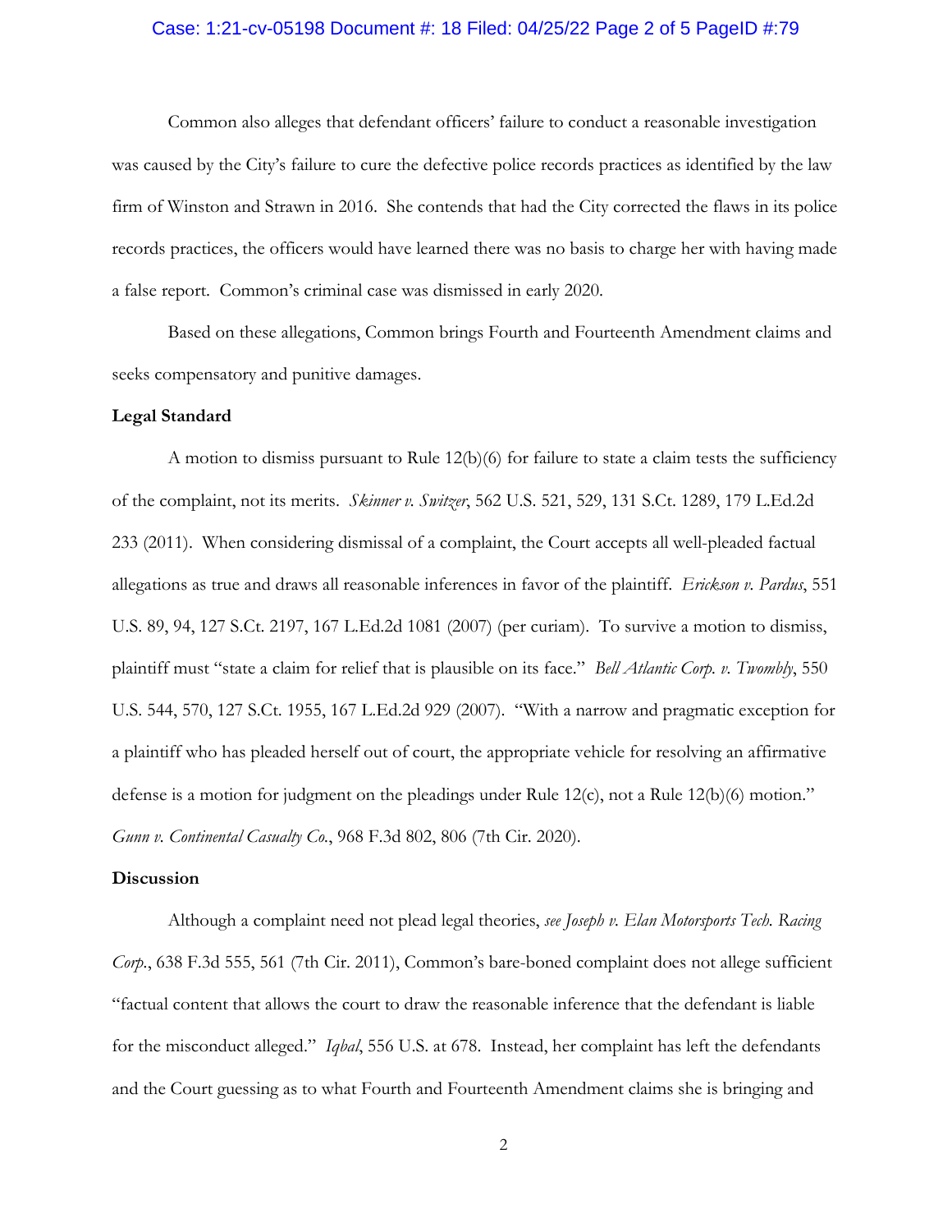Common also alleges that defendant officers' failure to conduct a reasonable investigation was caused by the City's failure to cure the defective police records practices as identified by the law firm of Winston and Strawn in 2016. She contends that had the City corrected the flaws in its police records practices, the officers would have learned there was no basis to charge her with having made a false report. Common's criminal case was dismissed in early 2020.

Based on these allegations, Common brings Fourth and Fourteenth Amendment claims and seeks compensatory and punitive damages.

**Legal Standard**

A motion to dismiss pursuant to Rule 12(b)(6) for failure to state a claim tests the sufficiency of the complaint, not its merits. *Skinner v. Switzer*, 562 U.S. 521, 529, 131 S.Ct. 1289, 179 L.Ed.2d 233 (2011). When considering dismissal of a complaint, the Court accepts all well-pleaded factual allegations as true and draws all reasonable inferences in favor of the plaintiff. *Erickson v. Pardus*, 551 U.S. 89, 94, 127 S.Ct. 2197, 167 L.Ed.2d 1081 (2007) (per curiam). To survive a motion to dismiss, plaintiff must "state a claim for relief that is plausible on its face." *Bell Atlantic Corp. v. Twombly*, 550 U.S. 544, 570, 127 S.Ct. 1955, 167 L.Ed.2d 929 (2007). "With a narrow and pragmatic exception for a plaintiff who has pleaded herself out of court, the appropriate vehicle for resolving an affirmative defense is a motion for judgment on the pleadings under Rule 12(c), not a Rule 12(b)(6) motion." *Gunn v. Continental Casualty Co.*, 968 F.3d 802, 806 (7th Cir. 2020).

**Discussion**

Although a complaint need not plead legal theories, *see Joseph v. Elan Motorsports Tech. Racing Corp.*, 638 F.3d 555, 561 (7th Cir. 2011), Common's bare-boned complaint does not allege sufficient "factual content that allows the court to draw the reasonable inference that the defendant is liable for the misconduct alleged." *Iqbal*, 556 U.S. at 678. Instead, her complaint has left the defendants and the Court guessing as to what Fourth and Fourteenth Amendment claims she is bringing and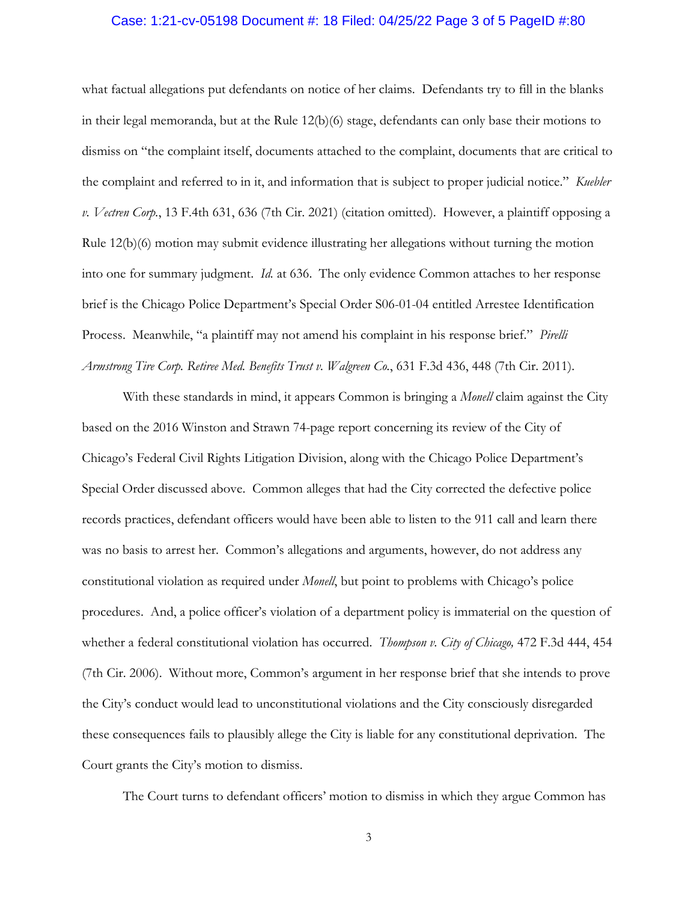what factual allegations put defendants on notice of her claims. Defendants try to fill in the blanks in their legal memoranda, but at the Rule 12(b)(6) stage, defendants can only base their motions to dismiss on "the complaint itself, documents attached to the complaint, documents that are critical to the complaint and referred to in it, and information that is subject to proper judicial notice." *Kuebler v. Vectren Corp.*, 13 F.4th 631, 636 (7th Cir. 2021) (citation omitted). However, a plaintiff opposing a Rule 12(b)(6) motion may submit evidence illustrating her allegations without turning the motion into one for summary judgment. *Id.* at 636. The only evidence Common attaches to her response brief is the Chicago Police Department's Special Order S06-01-04 entitled Arrestee Identification Process. Meanwhile, "a plaintiff may not amend his complaint in his response brief." *Pirelli Armstrong Tire Corp. Retiree Med. Benefits Trust v. Walgreen Co.*, 631 F.3d 436, 448 (7th Cir. 2011).

With these standards in mind, it appears Common is bringing a *Monell* claim against the City based on the 2016 Winston and Strawn 74-page report concerning its review of the City of Chicago's Federal Civil Rights Litigation Division, along with the Chicago Police Department's Special Order discussed above. Common alleges that had the City corrected the defective police records practices, defendant officers would have been able to listen to the 911 call and learn there was no basis to arrest her. Common's allegations and arguments, however, do not address any constitutional violation as required under *Monell*, but point to problems with Chicago's police procedures. And, a police officer's violation of a department policy is immaterial on the question of whether a federal constitutional violation has occurred. *Thompson v. City of Chicago,* 472 F.3d 444, 454 (7th Cir. 2006). Without more, Common's argument in her response brief that she intends to prove the City's conduct would lead to unconstitutional violations and the City consciously disregarded these consequences fails to plausibly allege the City is liable for any constitutional deprivation. The Court grants the City's motion to dismiss.

The Court turns to defendant officers' motion to dismiss in which they argue Common has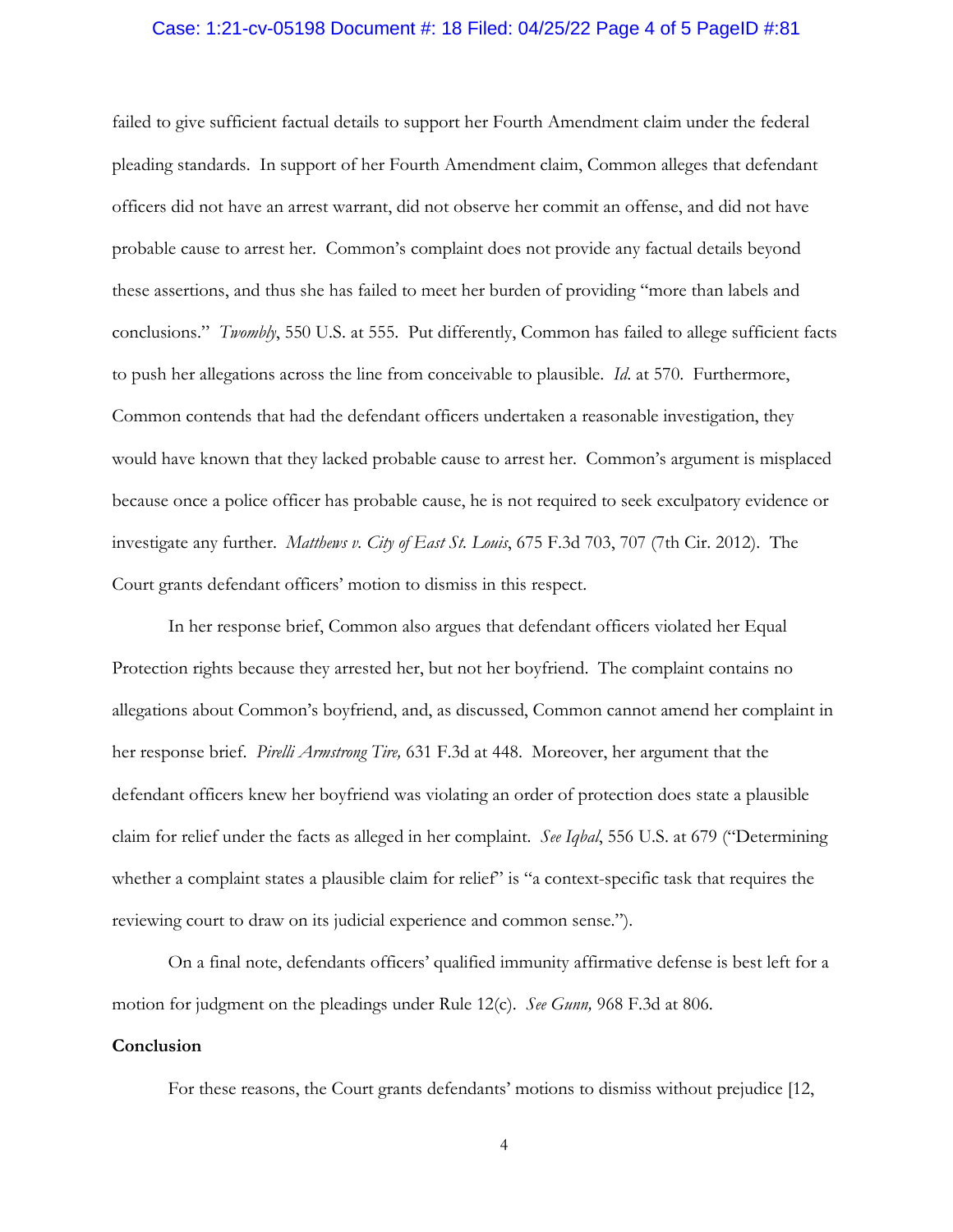failed to give sufficient factual details to support her Fourth Amendment claim under the federal pleading standards. In support of her Fourth Amendment claim, Common alleges that defendant officers did not have an arrest warrant, did not observe her commit an offense, and did not have probable cause to arrest her. Common's complaint does not provide any factual details beyond these assertions, and thus she has failed to meet her burden of providing "more than labels and conclusions." *Twombly*, 550 U.S. at 555. Put differently, Common has failed to allege sufficient facts to push her allegations across the line from conceivable to plausible. *Id.* at 570. Furthermore, Common contends that had the defendant officers undertaken a reasonable investigation, they would have known that they lacked probable cause to arrest her. Common's argument is misplaced because once a police officer has probable cause, he is not required to seek exculpatory evidence or investigate any further. *Matthews v. City of East St. Louis*, 675 F.3d 703, 707 (7th Cir. 2012). The Court grants defendant officers' motion to dismiss in this respect.

In her response brief, Common also argues that defendant officers violated her Equal Protection rights because they arrested her, but not her boyfriend. The complaint contains no allegations about Common's boyfriend, and, as discussed, Common cannot amend her complaint in her response brief. *Pirelli Armstrong Tire,* 631 F.3d at 448. Moreover, her argument that the defendant officers knew her boyfriend was violating an order of protection does state a plausible claim for relief under the facts as alleged in her complaint. *See Iqbal*, 556 U.S. at 679 ("Determining whether a complaint states a plausible claim for relief" is "a context-specific task that requires the reviewing court to draw on its judicial experience and common sense.").

On a final note, defendants officers' qualified immunity affirmative defense is best left for a motion for judgment on the pleadings under Rule 12(c). *See Gunn,* 968 F.3d at 806.

**Conclusion**

For these reasons, the Court grants defendants' motions to dismiss without prejudice [12,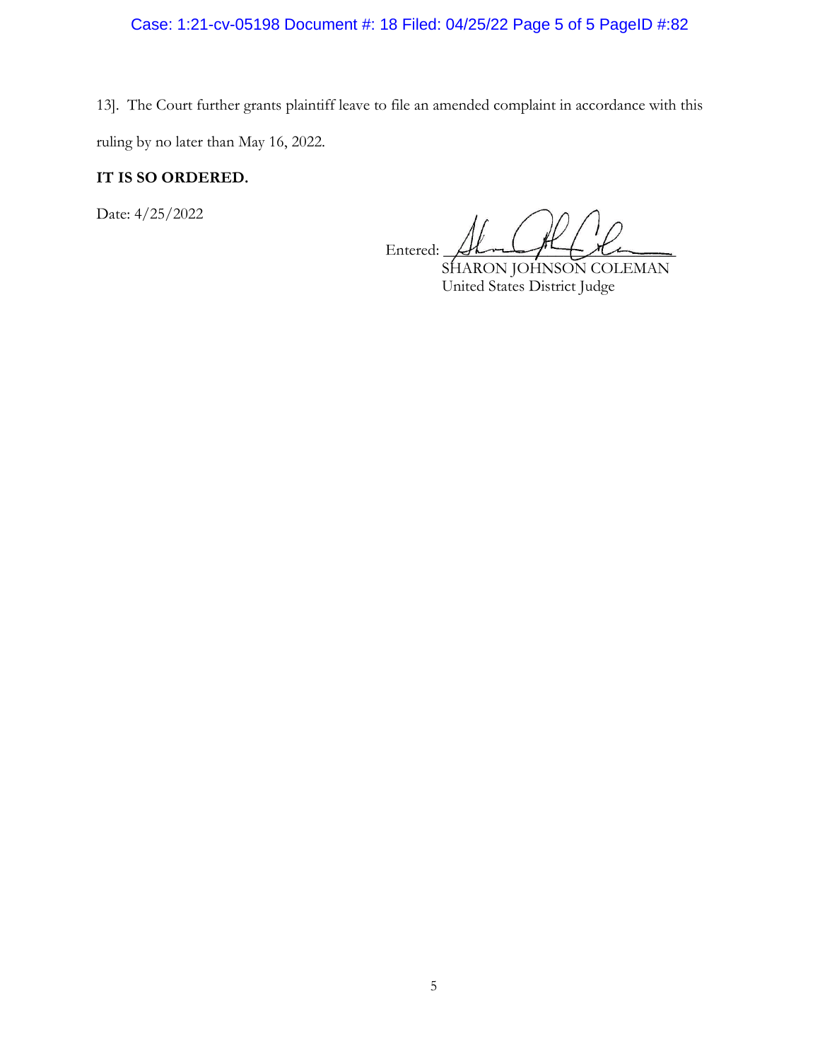13]. The Court further grants plaintiff leave to file an amended complaint in accordance with this ruling by no later than May 16, 2022.

**IT IS SO ORDERED.**

Date: 4/25/2022

Entered: ______________________________
SHARON JOHNSON COLEMAN
United States District Judge